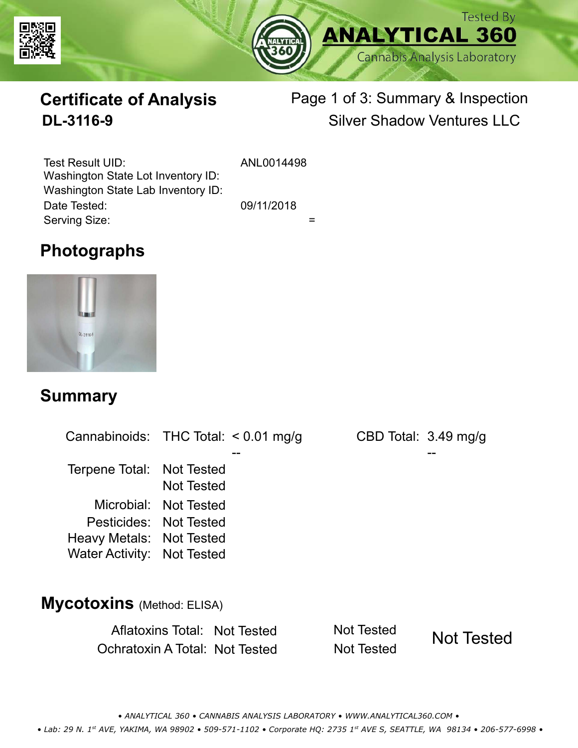Tested By
**ANALYTICAL 360**
Cannabis Analysis Laboratory

# Certificate of Analysis
## DL-3116-9

Page 1 of 3: Summary & Inspection
Silver Shadow Ventures LLC

| | |
|---|---|
| Test Result UID: | ANL0014498 |
| Washington State Lot Inventory ID: | |
| Washington State Lab Inventory ID: | |
| Date Tested: | 09/11/2018 |
| Serving Size: | = |

## Photographs

## Summary

| | | | | |
|---|---|---|---|---|
| Cannabinoids: | THC Total: | < 0.01 mg/g | CBD Total: | 3.49 mg/g |
| | | -- | | -- |
| Terpene Total: | Not Tested | | | |
| | Not Tested | | | |
| Microbial: | Not Tested | | | |
| Pesticides: | Not Tested | | | |
| Heavy Metals: | Not Tested | | | |
| Water Activity: | Not Tested | | | |

## Mycotoxins (Method: ELISA)

| | | | |
|---|---|---|---|
| Aflatoxins Total: | Not Tested | Not Tested | Not Tested |
| Ochratoxin A Total: | Not Tested | Not Tested | |

• ANALYTICAL 360 • CANNABIS ANALYSIS LABORATORY • WWW.ANALYTICAL360.COM •
• Lab: 29 N. 1st AVE, YAKIMA, WA 98902 • 509-571-1102 • Corporate HQ: 2735 1st AVE S, SEATTLE, WA 98134 • 206-577-6998 •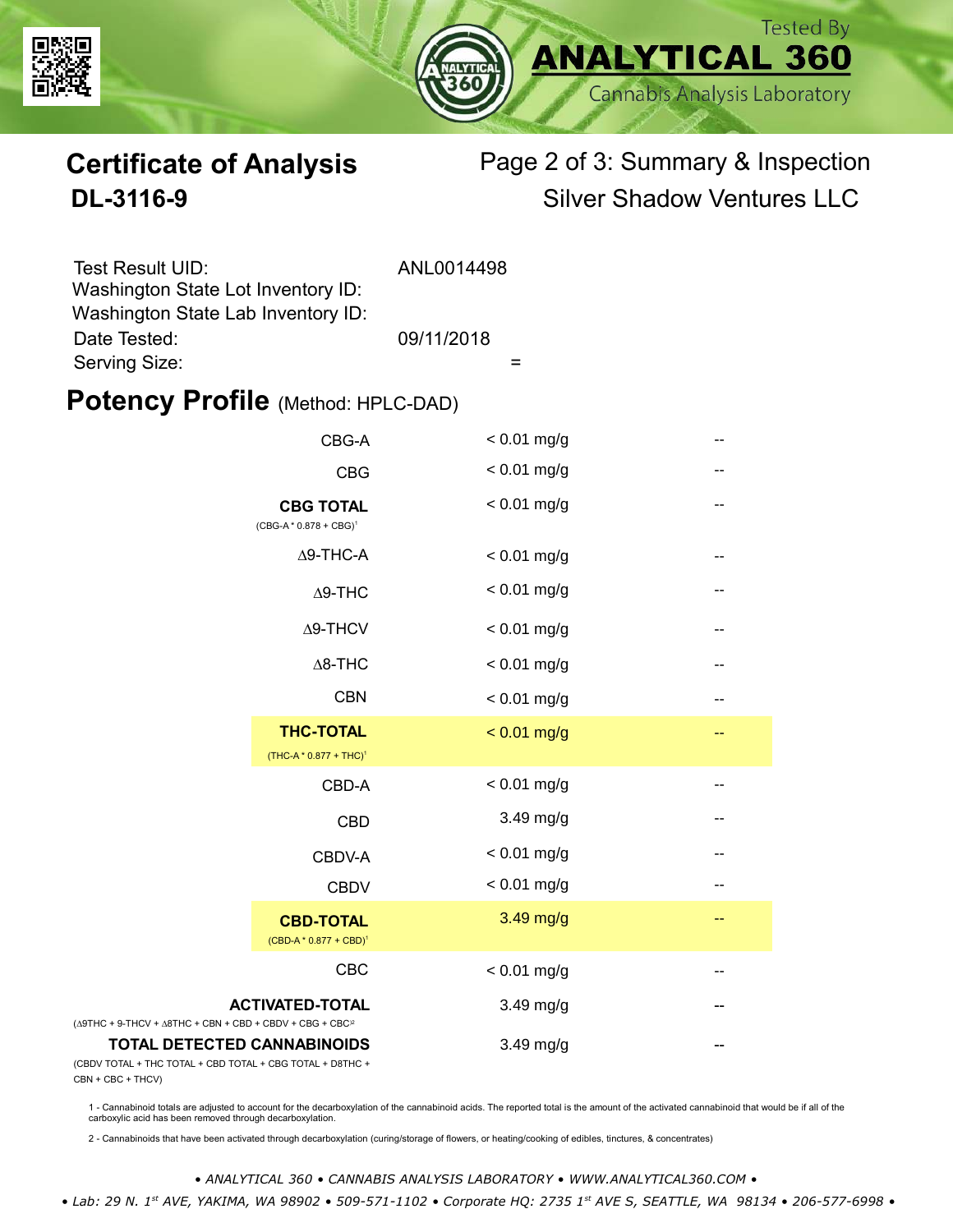Tested By
**ANALYTICAL 360**
Cannabis Analysis Laboratory

# Certificate of Analysis
## DL-3116-9

Page 2 of 3: Summary & Inspection
Silver Shadow Ventures LLC

| | |
|---|---|
| Test Result UID: | ANL0014498 |
| Washington State Lot Inventory ID: | |
| Washington State Lab Inventory ID: | |
| Date Tested: | 09/11/2018 |
| Serving Size: | = |

## Potency Profile (Method: HPLC-DAD)

| Analyte | Result | |
|---|---|---|
| CBG-A | < 0.01 mg/g | -- |
| CBG | < 0.01 mg/g | -- |
| **CBG TOTAL** (CBG-A * 0.878 + CBG)[1] | < 0.01 mg/g | -- |
| Δ9-THC-A | < 0.01 mg/g | -- |
| Δ9-THC | < 0.01 mg/g | -- |
| Δ9-THCV | < 0.01 mg/g | -- |
| Δ8-THC | < 0.01 mg/g | -- |
| CBN | < 0.01 mg/g | -- |
| **THC-TOTAL** (THC-A * 0.877 + THC)[1] | < 0.01 mg/g | -- |
| CBD-A | < 0.01 mg/g | -- |
| CBD | 3.49 mg/g | -- |
| CBDV-A | < 0.01 mg/g | -- |
| CBDV | < 0.01 mg/g | -- |
| **CBD-TOTAL** (CBD-A * 0.877 + CBD)[1] | 3.49 mg/g | -- |
| CBC | < 0.01 mg/g | -- |
| **ACTIVATED-TOTAL** (Δ9THC + 9-THCV + Δ8THC + CBN + CBD + CBDV + CBG + CBC[2] | 3.49 mg/g | -- |
| **TOTAL DETECTED CANNABINOIDS** (CBDV TOTAL + THC TOTAL + CBD TOTAL + CBG TOTAL + D8THC + CBN + CBC + THCV) | 3.49 mg/g | -- |

1 - Cannabinoid totals are adjusted to account for the decarboxylation of the cannabinoid acids. The reported total is the amount of the activated cannabinoid that would be if all of the carboxylic acid has been removed through decarboxylation.

2 - Cannabinoids that have been activated through decarboxylation (curing/storage of flowers, or heating/cooking of edibles, tinctures, & concentrates)

*• ANALYTICAL 360 • CANNABIS ANALYSIS LABORATORY • WWW.ANALYTICAL360.COM •*

*• Lab: 29 N. 1st AVE, YAKIMA, WA 98902 • 509-571-1102 • Corporate HQ: 2735 1st AVE S, SEATTLE, WA 98134 • 206-577-6998 •*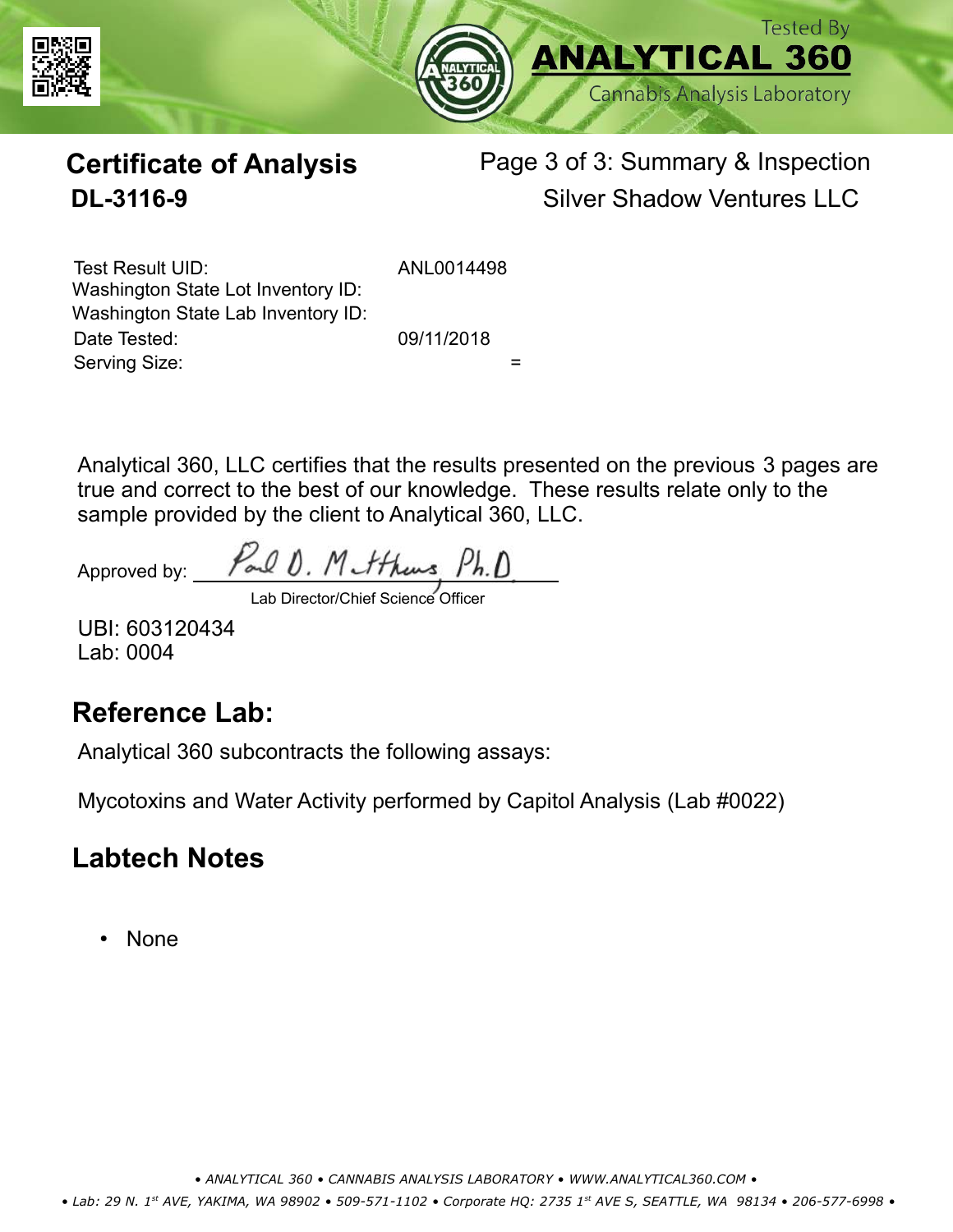Tested By
**ANALYTICAL 360**
Cannabis Analysis Laboratory

# Certificate of Analysis
## DL-3116-9

Page 3 of 3: Summary & Inspection
Silver Shadow Ventures LLC

| | |
|---|---|
| Test Result UID: | ANL0014498 |
| Washington State Lot Inventory ID: | |
| Washington State Lab Inventory ID: | |
| Date Tested: | 09/11/2018 |
| Serving Size: | = |

Analytical 360, LLC certifies that the results presented on the previous 3 pages are true and correct to the best of our knowledge. These results relate only to the sample provided by the client to Analytical 360, LLC.

Approved by: Paul D. Matthews, Ph.D
Lab Director/Chief Science Officer

UBI: 603120434
Lab: 0004

## Reference Lab:

Analytical 360 subcontracts the following assays:

Mycotoxins and Water Activity performed by Capitol Analysis (Lab #0022)

## Labtech Notes

- None

*• ANALYTICAL 360 • CANNABIS ANALYSIS LABORATORY • WWW.ANALYTICAL360.COM •*

*• Lab: 29 N. 1st AVE, YAKIMA, WA 98902 • 509-571-1102 • Corporate HQ: 2735 1st AVE S, SEATTLE, WA 98134 • 206-577-6998 •*